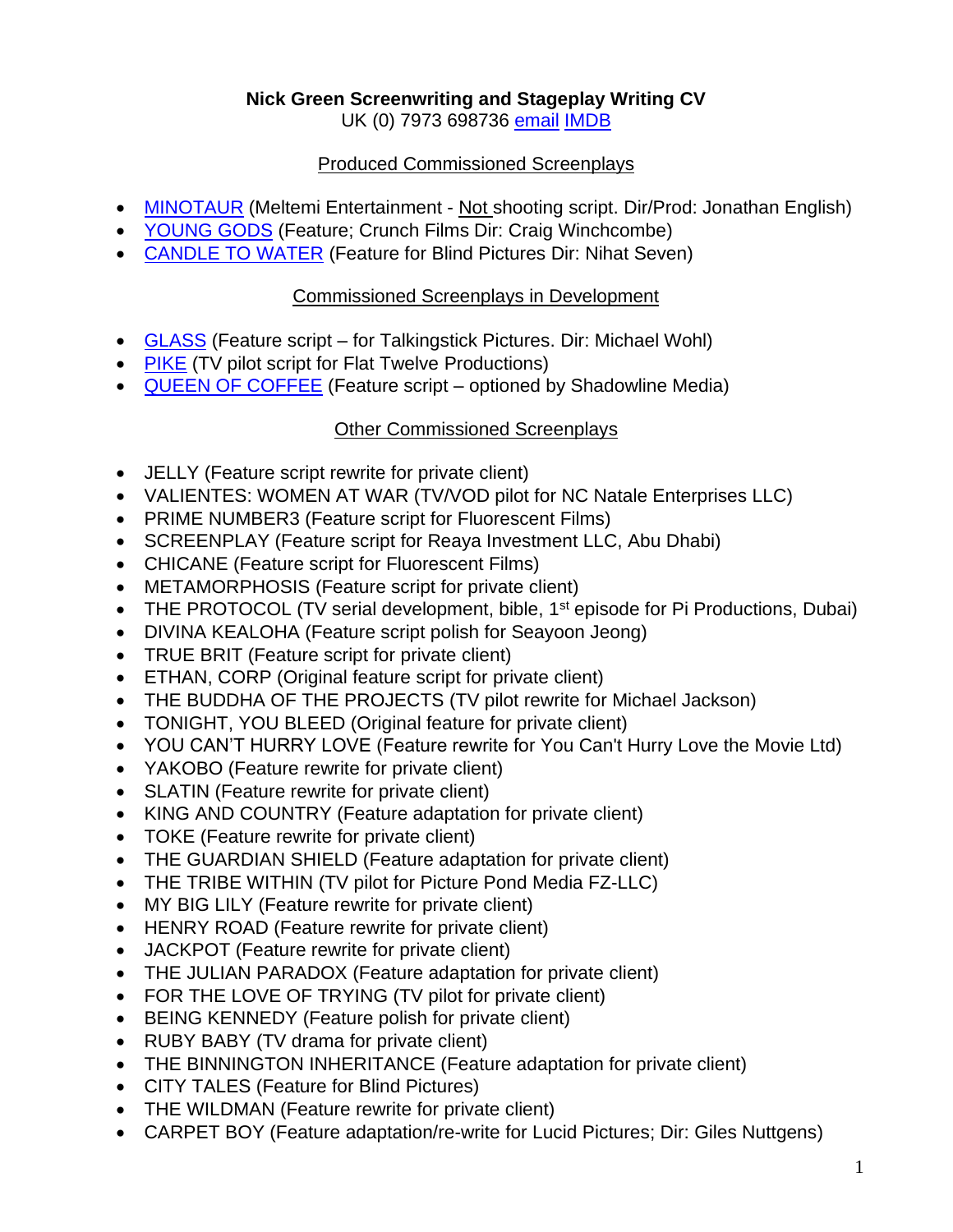**Nick Green Screenwriting and Stageplay Writing CV**

UK (0) 7973 698736 email IMDB

## Produced Commissioned Screenplays

- MINOTAUR (Meltemi Entertainment - Not shooting script. Dir/Prod: Jonathan English)
- YOUNG GODS (Feature; Crunch Films Dir: Craig Winchcombe)
- CANDLE TO WATER (Feature for Blind Pictures Dir: Nihat Seven)

## Commissioned Screenplays in Development

- GLASS (Feature script – for Talkingstick Pictures. Dir: Michael Wohl)
- PIKE (TV pilot script for Flat Twelve Productions)
- QUEEN OF COFFEE (Feature script – optioned by Shadowline Media)

## Other Commissioned Screenplays

- JELLY (Feature script rewrite for private client)
- VALIENTES: WOMEN AT WAR (TV/VOD pilot for NC Natale Enterprises LLC)
- PRIME NUMBER3 (Feature script for Fluorescent Films)
- SCREENPLAY (Feature script for Reaya Investment LLC, Abu Dhabi)
- CHICANE (Feature script for Fluorescent Films)
- METAMORPHOSIS (Feature script for private client)
- THE PROTOCOL (TV serial development, bible, 1st episode for Pi Productions, Dubai)
- DIVINA KEALOHA (Feature script polish for Seayoon Jeong)
- TRUE BRIT (Feature script for private client)
- ETHAN, CORP (Original feature script for private client)
- THE BUDDHA OF THE PROJECTS (TV pilot rewrite for Michael Jackson)
- TONIGHT, YOU BLEED (Original feature for private client)
- YOU CAN'T HURRY LOVE (Feature rewrite for You Can't Hurry Love the Movie Ltd)
- YAKOBO (Feature rewrite for private client)
- SLATIN (Feature rewrite for private client)
- KING AND COUNTRY (Feature adaptation for private client)
- TOKE (Feature rewrite for private client)
- THE GUARDIAN SHIELD (Feature adaptation for private client)
- THE TRIBE WITHIN (TV pilot for Picture Pond Media FZ-LLC)
- MY BIG LILY (Feature rewrite for private client)
- HENRY ROAD (Feature rewrite for private client)
- JACKPOT (Feature rewrite for private client)
- THE JULIAN PARADOX (Feature adaptation for private client)
- FOR THE LOVE OF TRYING (TV pilot for private client)
- BEING KENNEDY (Feature polish for private client)
- RUBY BABY (TV drama for private client)
- THE BINNINGTON INHERITANCE (Feature adaptation for private client)
- CITY TALES (Feature for Blind Pictures)
- THE WILDMAN (Feature rewrite for private client)
- CARPET BOY (Feature adaptation/re-write for Lucid Pictures; Dir: Giles Nuttgens)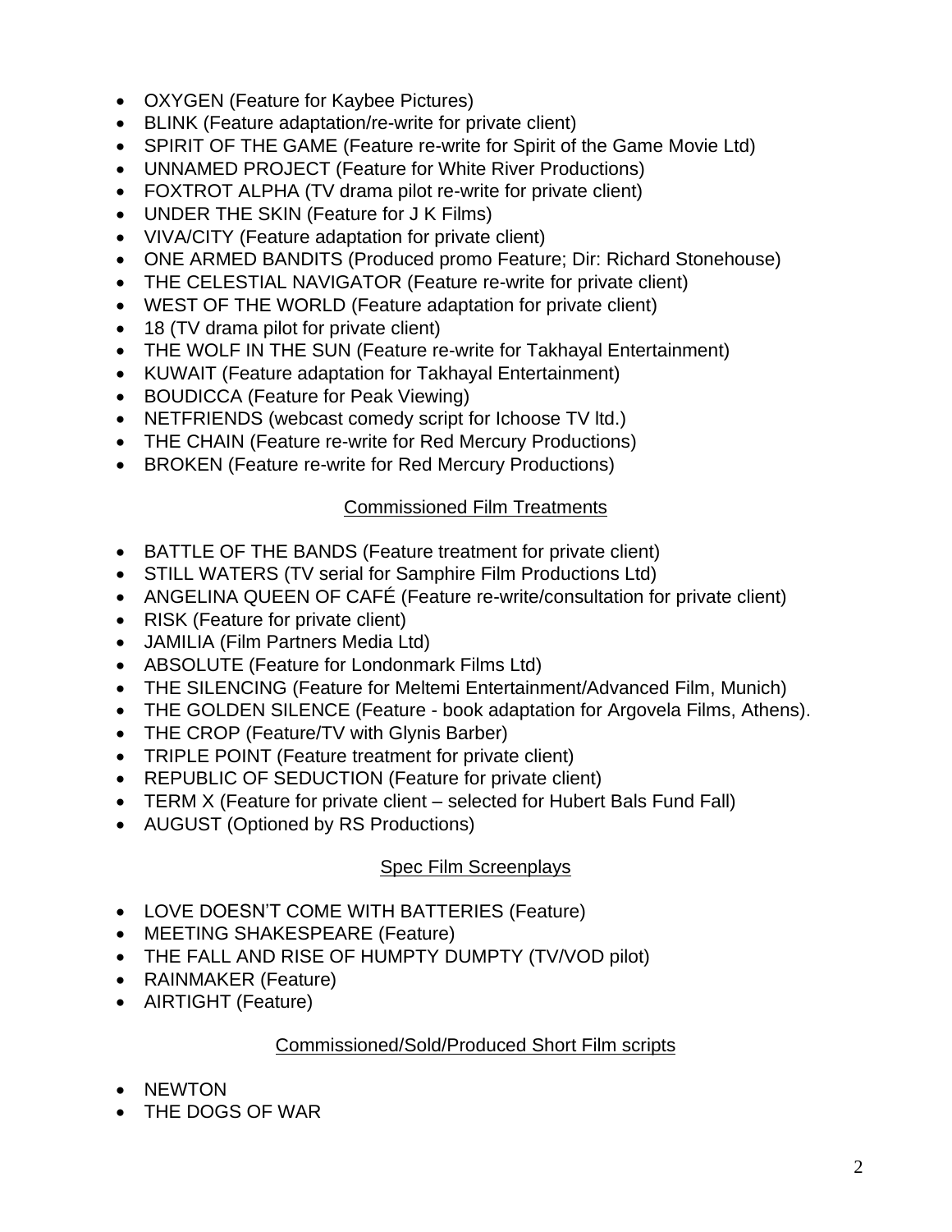- OXYGEN (Feature for Kaybee Pictures)
- BLINK (Feature adaptation/re-write for private client)
- SPIRIT OF THE GAME (Feature re-write for Spirit of the Game Movie Ltd)
- UNNAMED PROJECT (Feature for White River Productions)
- FOXTROT ALPHA (TV drama pilot re-write for private client)
- UNDER THE SKIN (Feature for J K Films)
- VIVA/CITY (Feature adaptation for private client)
- ONE ARMED BANDITS (Produced promo Feature; Dir: Richard Stonehouse)
- THE CELESTIAL NAVIGATOR (Feature re-write for private client)
- WEST OF THE WORLD (Feature adaptation for private client)
- 18 (TV drama pilot for private client)
- THE WOLF IN THE SUN (Feature re-write for Takhayal Entertainment)
- KUWAIT (Feature adaptation for Takhayal Entertainment)
- BOUDICCA (Feature for Peak Viewing)
- NETFRIENDS (webcast comedy script for Ichoose TV ltd.)
- THE CHAIN (Feature re-write for Red Mercury Productions)
- BROKEN (Feature re-write for Red Mercury Productions)

## Commissioned Film Treatments

- BATTLE OF THE BANDS (Feature treatment for private client)
- STILL WATERS (TV serial for Samphire Film Productions Ltd)
- ANGELINA QUEEN OF CAFÉ (Feature re-write/consultation for private client)
- RISK (Feature for private client)
- JAMILIA (Film Partners Media Ltd)
- ABSOLUTE (Feature for Londonmark Films Ltd)
- THE SILENCING (Feature for Meltemi Entertainment/Advanced Film, Munich)
- THE GOLDEN SILENCE (Feature - book adaptation for Argovela Films, Athens).
- THE CROP (Feature/TV with Glynis Barber)
- TRIPLE POINT (Feature treatment for private client)
- REPUBLIC OF SEDUCTION (Feature for private client)
- TERM X (Feature for private client – selected for Hubert Bals Fund Fall)
- AUGUST (Optioned by RS Productions)

## Spec Film Screenplays

- LOVE DOESN'T COME WITH BATTERIES (Feature)
- MEETING SHAKESPEARE (Feature)
- THE FALL AND RISE OF HUMPTY DUMPTY (TV/VOD pilot)
- RAINMAKER (Feature)
- AIRTIGHT (Feature)

## Commissioned/Sold/Produced Short Film scripts

- NEWTON
- THE DOGS OF WAR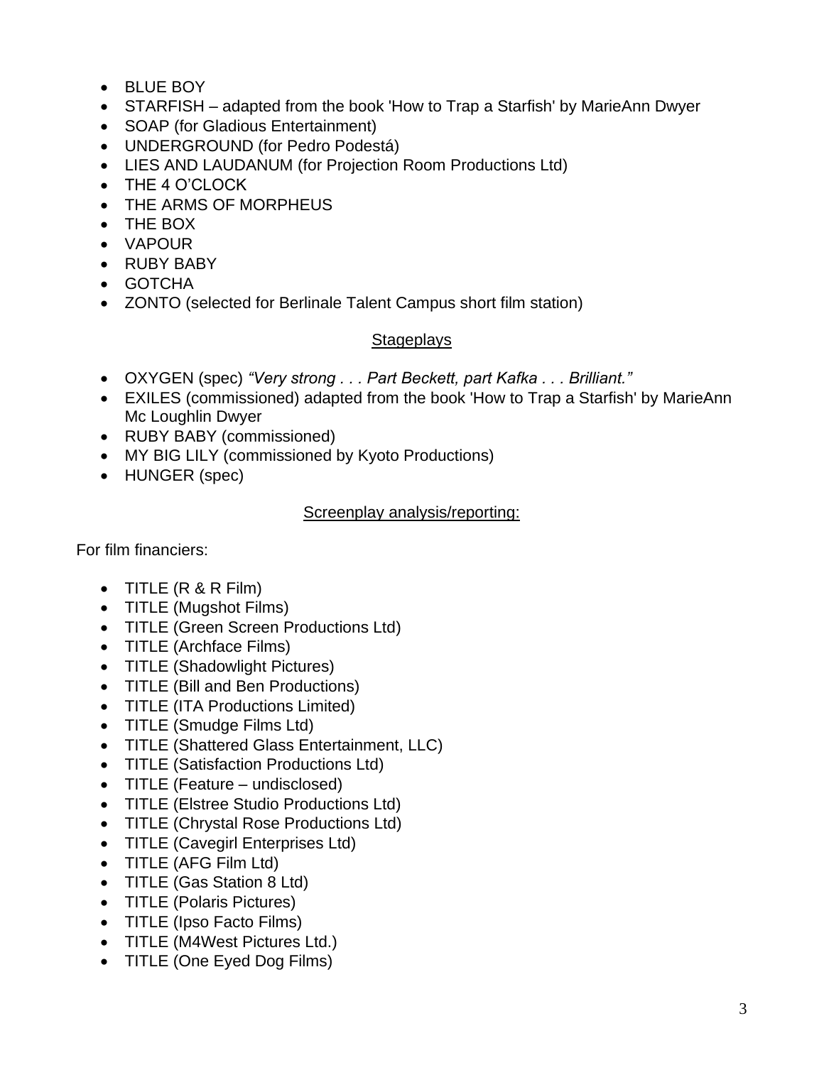- BLUE BOY
- STARFISH – adapted from the book 'How to Trap a Starfish' by MarieAnn Dwyer
- SOAP (for Gladious Entertainment)
- UNDERGROUND (for Pedro Podestá)
- LIES AND LAUDANUM (for Projection Room Productions Ltd)
- THE 4 O'CLOCK
- THE ARMS OF MORPHEUS
- THE BOX
- VAPOUR
- RUBY BABY
- GOTCHA
- ZONTO (selected for Berlinale Talent Campus short film station)

## Stageplays

- OXYGEN (spec) *"Very strong . . . Part Beckett, part Kafka . . . Brilliant."*
- EXILES (commissioned) adapted from the book 'How to Trap a Starfish' by MarieAnn Mc Loughlin Dwyer
- RUBY BABY (commissioned)
- MY BIG LILY (commissioned by Kyoto Productions)
- HUNGER (spec)

## Screenplay analysis/reporting:

For film financiers:

- TITLE (R & R Film)
- TITLE (Mugshot Films)
- TITLE (Green Screen Productions Ltd)
- TITLE (Archface Films)
- TITLE (Shadowlight Pictures)
- TITLE (Bill and Ben Productions)
- TITLE (ITA Productions Limited)
- TITLE (Smudge Films Ltd)
- TITLE (Shattered Glass Entertainment, LLC)
- TITLE (Satisfaction Productions Ltd)
- TITLE (Feature – undisclosed)
- TITLE (Elstree Studio Productions Ltd)
- TITLE (Chrystal Rose Productions Ltd)
- TITLE (Cavegirl Enterprises Ltd)
- TITLE (AFG Film Ltd)
- TITLE (Gas Station 8 Ltd)
- TITLE (Polaris Pictures)
- TITLE (Ipso Facto Films)
- TITLE (M4West Pictures Ltd.)
- TITLE (One Eyed Dog Films)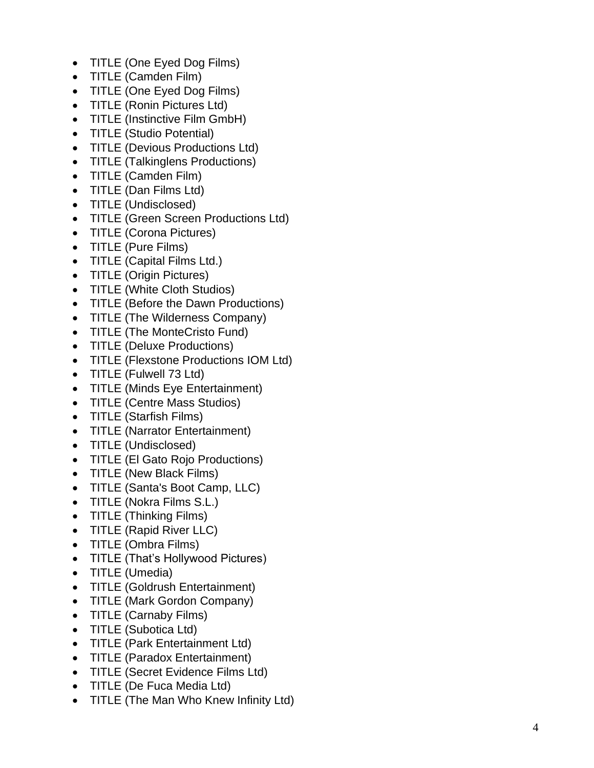- TITLE (One Eyed Dog Films)
- TITLE (Camden Film)
- TITLE (One Eyed Dog Films)
- TITLE (Ronin Pictures Ltd)
- TITLE (Instinctive Film GmbH)
- TITLE (Studio Potential)
- TITLE (Devious Productions Ltd)
- TITLE (Talkinglens Productions)
- TITLE (Camden Film)
- TITLE (Dan Films Ltd)
- TITLE (Undisclosed)
- TITLE (Green Screen Productions Ltd)
- TITLE (Corona Pictures)
- TITLE (Pure Films)
- TITLE (Capital Films Ltd.)
- TITLE (Origin Pictures)
- TITLE (White Cloth Studios)
- TITLE (Before the Dawn Productions)
- TITLE (The Wilderness Company)
- TITLE (The MonteCristo Fund)
- TITLE (Deluxe Productions)
- TITLE (Flexstone Productions IOM Ltd)
- TITLE (Fulwell 73 Ltd)
- TITLE (Minds Eye Entertainment)
- TITLE (Centre Mass Studios)
- TITLE (Starfish Films)
- TITLE (Narrator Entertainment)
- TITLE (Undisclosed)
- TITLE (El Gato Rojo Productions)
- TITLE (New Black Films)
- TITLE (Santa's Boot Camp, LLC)
- TITLE (Nokra Films S.L.)
- TITLE (Thinking Films)
- TITLE (Rapid River LLC)
- TITLE (Ombra Films)
- TITLE (That's Hollywood Pictures)
- TITLE (Umedia)
- TITLE (Goldrush Entertainment)
- TITLE (Mark Gordon Company)
- TITLE (Carnaby Films)
- TITLE (Subotica Ltd)
- TITLE (Park Entertainment Ltd)
- TITLE (Paradox Entertainment)
- TITLE (Secret Evidence Films Ltd)
- TITLE (De Fuca Media Ltd)
- TITLE (The Man Who Knew Infinity Ltd)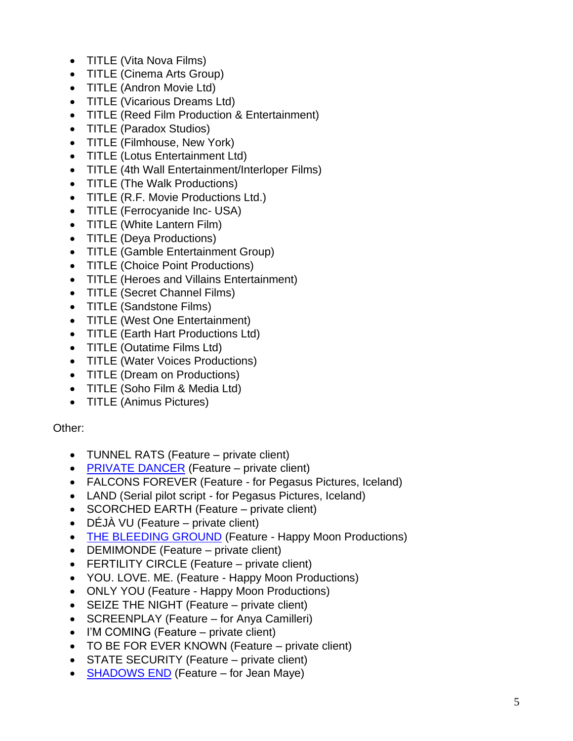- TITLE (Vita Nova Films)
- TITLE (Cinema Arts Group)
- TITLE (Andron Movie Ltd)
- TITLE (Vicarious Dreams Ltd)
- TITLE (Reed Film Production & Entertainment)
- TITLE (Paradox Studios)
- TITLE (Filmhouse, New York)
- TITLE (Lotus Entertainment Ltd)
- TITLE (4th Wall Entertainment/Interloper Films)
- TITLE (The Walk Productions)
- TITLE (R.F. Movie Productions Ltd.)
- TITLE (Ferrocyanide Inc- USA)
- TITLE (White Lantern Film)
- TITLE (Deya Productions)
- TITLE (Gamble Entertainment Group)
- TITLE (Choice Point Productions)
- TITLE (Heroes and Villains Entertainment)
- TITLE (Secret Channel Films)
- TITLE (Sandstone Films)
- TITLE (West One Entertainment)
- TITLE (Earth Hart Productions Ltd)
- TITLE (Outatime Films Ltd)
- TITLE (Water Voices Productions)
- TITLE (Dream on Productions)
- TITLE (Soho Film & Media Ltd)
- TITLE (Animus Pictures)

Other:

- TUNNEL RATS (Feature – private client)
- PRIVATE DANCER (Feature – private client)
- FALCONS FOREVER (Feature - for Pegasus Pictures, Iceland)
- LAND (Serial pilot script - for Pegasus Pictures, Iceland)
- SCORCHED EARTH (Feature – private client)
- DÉJÀ VU (Feature – private client)
- THE BLEEDING GROUND (Feature - Happy Moon Productions)
- DEMIMONDE (Feature – private client)
- FERTILITY CIRCLE (Feature – private client)
- YOU. LOVE. ME. (Feature - Happy Moon Productions)
- ONLY YOU (Feature - Happy Moon Productions)
- SEIZE THE NIGHT (Feature – private client)
- SCREENPLAY (Feature – for Anya Camilleri)
- I'M COMING (Feature – private client)
- TO BE FOR EVER KNOWN (Feature – private client)
- STATE SECURITY (Feature – private client)
- SHADOWS END (Feature – for Jean Maye)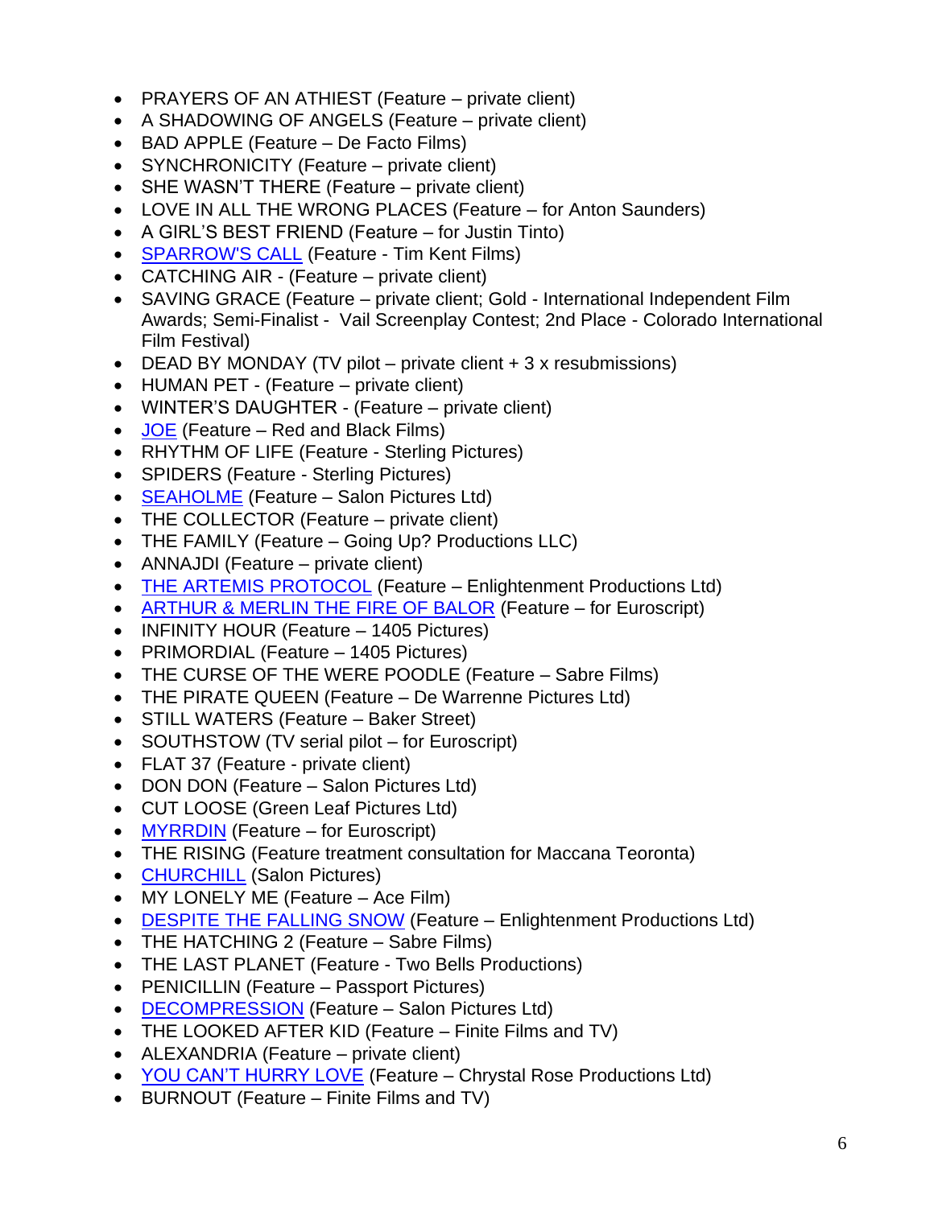- PRAYERS OF AN ATHIEST (Feature – private client)
- A SHADOWING OF ANGELS (Feature – private client)
- BAD APPLE (Feature – De Facto Films)
- SYNCHRONICITY (Feature – private client)
- SHE WASN'T THERE (Feature – private client)
- LOVE IN ALL THE WRONG PLACES (Feature – for Anton Saunders)
- A GIRL'S BEST FRIEND (Feature – for Justin Tinto)
- SPARROW'S CALL (Feature - Tim Kent Films)
- CATCHING AIR - (Feature – private client)
- SAVING GRACE (Feature – private client; Gold - International Independent Film Awards; Semi-Finalist - Vail Screenplay Contest; 2nd Place - Colorado International Film Festival)
- DEAD BY MONDAY (TV pilot – private client + 3 x resubmissions)
- HUMAN PET - (Feature – private client)
- WINTER'S DAUGHTER - (Feature – private client)
- JOE (Feature – Red and Black Films)
- RHYTHM OF LIFE (Feature - Sterling Pictures)
- SPIDERS (Feature - Sterling Pictures)
- SEAHOLME (Feature – Salon Pictures Ltd)
- THE COLLECTOR (Feature – private client)
- THE FAMILY (Feature – Going Up? Productions LLC)
- ANNAJDI (Feature – private client)
- THE ARTEMIS PROTOCOL (Feature – Enlightenment Productions Ltd)
- ARTHUR & MERLIN THE FIRE OF BALOR (Feature – for Euroscript)
- INFINITY HOUR (Feature – 1405 Pictures)
- PRIMORDIAL (Feature – 1405 Pictures)
- THE CURSE OF THE WERE POODLE (Feature – Sabre Films)
- THE PIRATE QUEEN (Feature – De Warrenne Pictures Ltd)
- STILL WATERS (Feature – Baker Street)
- SOUTHSTOW (TV serial pilot – for Euroscript)
- FLAT 37 (Feature - private client)
- DON DON (Feature – Salon Pictures Ltd)
- CUT LOOSE (Green Leaf Pictures Ltd)
- MYRRDIN (Feature – for Euroscript)
- THE RISING (Feature treatment consultation for Maccana Teoronta)
- CHURCHILL (Salon Pictures)
- MY LONELY ME (Feature – Ace Film)
- DESPITE THE FALLING SNOW (Feature – Enlightenment Productions Ltd)
- THE HATCHING 2 (Feature – Sabre Films)
- THE LAST PLANET (Feature - Two Bells Productions)
- PENICILLIN (Feature – Passport Pictures)
- DECOMPRESSION (Feature – Salon Pictures Ltd)
- THE LOOKED AFTER KID (Feature – Finite Films and TV)
- ALEXANDRIA (Feature – private client)
- YOU CAN'T HURRY LOVE (Feature – Chrystal Rose Productions Ltd)
- BURNOUT (Feature – Finite Films and TV)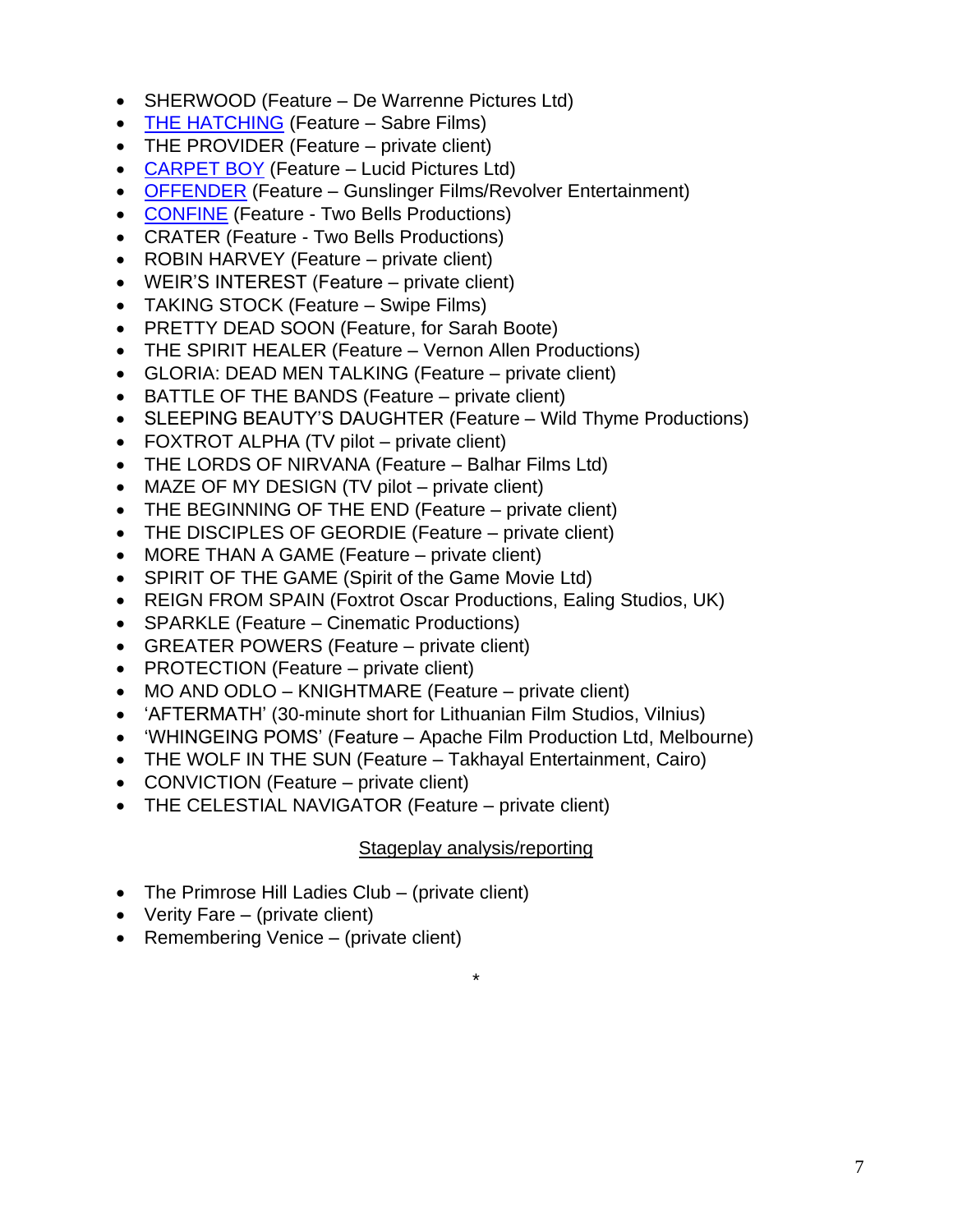- SHERWOOD (Feature – De Warrenne Pictures Ltd)
- THE HATCHING (Feature – Sabre Films)
- THE PROVIDER (Feature – private client)
- CARPET BOY (Feature – Lucid Pictures Ltd)
- OFFENDER (Feature – Gunslinger Films/Revolver Entertainment)
- CONFINE (Feature - Two Bells Productions)
- CRATER (Feature - Two Bells Productions)
- ROBIN HARVEY (Feature – private client)
- WEIR'S INTEREST (Feature – private client)
- TAKING STOCK (Feature – Swipe Films)
- PRETTY DEAD SOON (Feature, for Sarah Boote)
- THE SPIRIT HEALER (Feature – Vernon Allen Productions)
- GLORIA: DEAD MEN TALKING (Feature – private client)
- BATTLE OF THE BANDS (Feature – private client)
- SLEEPING BEAUTY'S DAUGHTER (Feature – Wild Thyme Productions)
- FOXTROT ALPHA (TV pilot – private client)
- THE LORDS OF NIRVANA (Feature – Balhar Films Ltd)
- MAZE OF MY DESIGN (TV pilot – private client)
- THE BEGINNING OF THE END (Feature – private client)
- THE DISCIPLES OF GEORDIE (Feature – private client)
- MORE THAN A GAME (Feature – private client)
- SPIRIT OF THE GAME (Spirit of the Game Movie Ltd)
- REIGN FROM SPAIN (Foxtrot Oscar Productions, Ealing Studios, UK)
- SPARKLE (Feature – Cinematic Productions)
- GREATER POWERS (Feature – private client)
- PROTECTION (Feature – private client)
- MO AND ODLO – KNIGHTMARE (Feature – private client)
- 'AFTERMATH' (30-minute short for Lithuanian Film Studios, Vilnius)
- 'WHINGEING POMS' (Feature – Apache Film Production Ltd, Melbourne)
- THE WOLF IN THE SUN (Feature – Takhayal Entertainment, Cairo)
- CONVICTION (Feature – private client)
- THE CELESTIAL NAVIGATOR (Feature – private client)

## Stageplay analysis/reporting

- The Primrose Hill Ladies Club – (private client)
- Verity Fare – (private client)
- Remembering Venice – (private client)

*